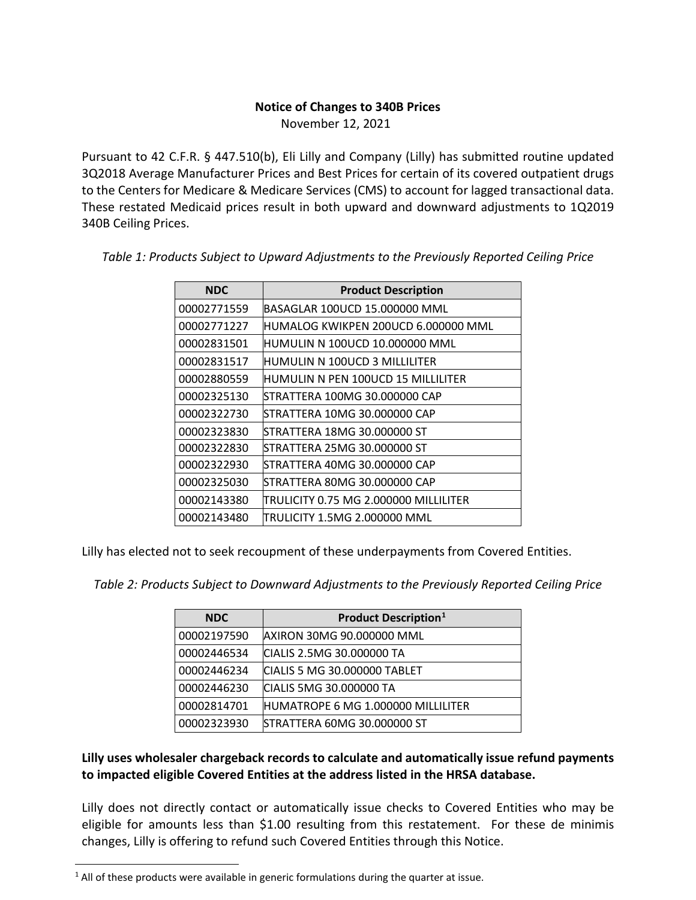**Notice of Changes to 340B Prices**

November 12, 2021

Pursuant to 42 C.F.R. § 447.510(b), Eli Lilly and Company (Lilly) has submitted routine updated 3Q2018 Average Manufacturer Prices and Best Prices for certain of its covered outpatient drugs to the Centers for Medicare & Medicare Services (CMS) to account for lagged transactional data. These restated Medicaid prices result in both upward and downward adjustments to 1Q2019 340B Ceiling Prices.

*Table 1: Products Subject to Upward Adjustments to the Previously Reported Ceiling Price*

| NDC | Product Description |
|---|---|
| 00002771559 | BASAGLAR 100UCD 15.000000 MML |
| 00002771227 | HUMALOG KWIKPEN 200UCD 6.000000 MML |
| 00002831501 | HUMULIN N 100UCD 10.000000 MML |
| 00002831517 | HUMULIN N 100UCD 3 MILLILITER |
| 00002880559 | HUMULIN N PEN 100UCD 15 MILLILITER |
| 00002325130 | STRATTERA 100MG 30.000000 CAP |
| 00002322730 | STRATTERA 10MG 30.000000 CAP |
| 00002323830 | STRATTERA 18MG 30.000000 ST |
| 00002322830 | STRATTERA 25MG 30.000000 ST |
| 00002322930 | STRATTERA 40MG 30.000000 CAP |
| 00002325030 | STRATTERA 80MG 30.000000 CAP |
| 00002143380 | TRULICITY 0.75 MG 2.000000 MILLILITER |
| 00002143480 | TRULICITY 1.5MG 2.000000 MML |

Lilly has elected not to seek recoupment of these underpayments from Covered Entities.

*Table 2: Products Subject to Downward Adjustments to the Previously Reported Ceiling Price*

| NDC | Product Description[1] |
|---|---|
| 00002197590 | AXIRON 30MG 90.000000 MML |
| 00002446534 | CIALIS 2.5MG 30.000000 TA |
| 00002446234 | CIALIS 5 MG 30.000000 TABLET |
| 00002446230 | CIALIS 5MG 30.000000 TA |
| 00002814701 | HUMATROPE 6 MG 1.000000 MILLILITER |
| 00002323930 | STRATTERA 60MG 30.000000 ST |

**Lilly uses wholesaler chargeback records to calculate and automatically issue refund payments to impacted eligible Covered Entities at the address listed in the HRSA database.**

Lilly does not directly contact or automatically issue checks to Covered Entities who may be eligible for amounts less than $1.00 resulting from this restatement. For these de minimis changes, Lilly is offering to refund such Covered Entities through this Notice.

[1] All of these products were available in generic formulations during the quarter at issue.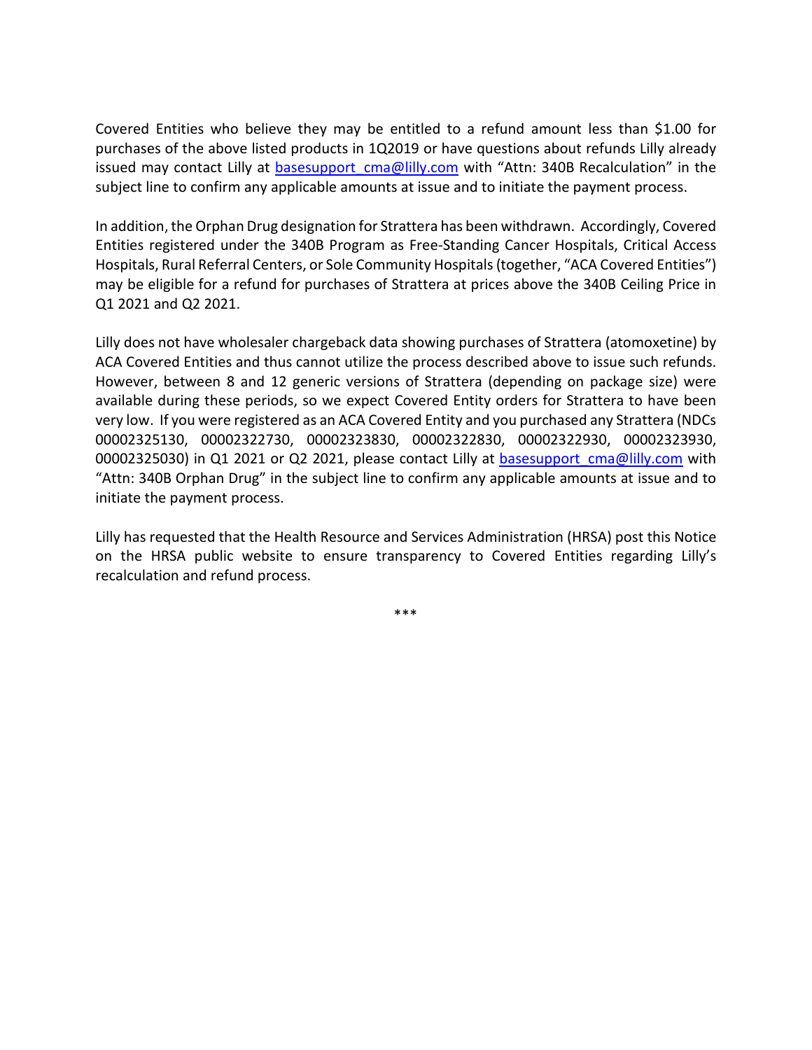Covered Entities who believe they may be entitled to a refund amount less than $1.00 for purchases of the above listed products in 1Q2019 or have questions about refunds Lilly already issued may contact Lilly at basesupport_cma@lilly.com with "Attn: 340B Recalculation" in the subject line to confirm any applicable amounts at issue and to initiate the payment process.

In addition, the Orphan Drug designation for Strattera has been withdrawn. Accordingly, Covered Entities registered under the 340B Program as Free-Standing Cancer Hospitals, Critical Access Hospitals, Rural Referral Centers, or Sole Community Hospitals (together, "ACA Covered Entities") may be eligible for a refund for purchases of Strattera at prices above the 340B Ceiling Price in Q1 2021 and Q2 2021.

Lilly does not have wholesaler chargeback data showing purchases of Strattera (atomoxetine) by ACA Covered Entities and thus cannot utilize the process described above to issue such refunds. However, between 8 and 12 generic versions of Strattera (depending on package size) were available during these periods, so we expect Covered Entity orders for Strattera to have been very low. If you were registered as an ACA Covered Entity and you purchased any Strattera (NDCs 00002325130, 00002322730, 00002323830, 00002322830, 00002322930, 00002323930, 00002325030) in Q1 2021 or Q2 2021, please contact Lilly at basesupport_cma@lilly.com with "Attn: 340B Orphan Drug" in the subject line to confirm any applicable amounts at issue and to initiate the payment process.

Lilly has requested that the Health Resource and Services Administration (HRSA) post this Notice on the HRSA public website to ensure transparency to Covered Entities regarding Lilly's recalculation and refund process.

***